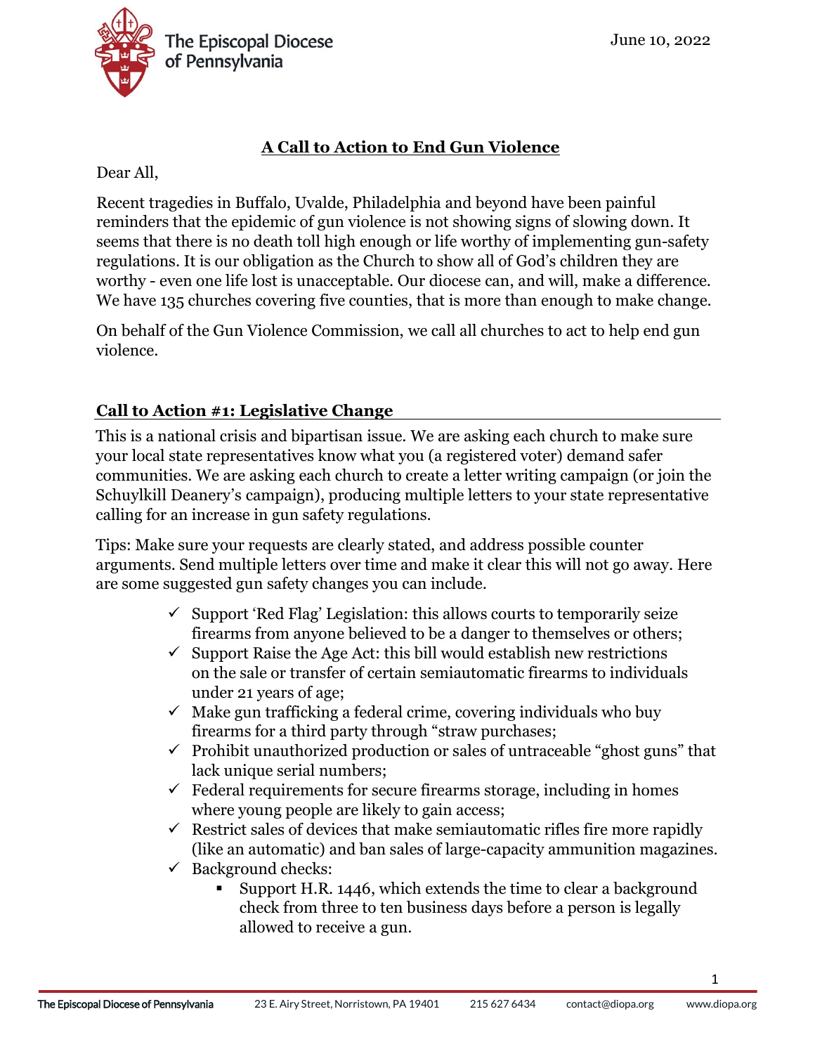The Episcopal Diocese of Pennsylvania

June 10, 2022

# A Call to Action to End Gun Violence

Dear All,

Recent tragedies in Buffalo, Uvalde, Philadelphia and beyond have been painful reminders that the epidemic of gun violence is not showing signs of slowing down. It seems that there is no death toll high enough or life worthy of implementing gun-safety regulations. It is our obligation as the Church to show all of God's children they are worthy - even one life lost is unacceptable. Our diocese can, and will, make a difference. We have 135 churches covering five counties, that is more than enough to make change.

On behalf of the Gun Violence Commission, we call all churches to act to help end gun violence.

## Call to Action #1: Legislative Change

This is a national crisis and bipartisan issue. We are asking each church to make sure your local state representatives know what you (a registered voter) demand safer communities. We are asking each church to create a letter writing campaign (or join the Schuylkill Deanery's campaign), producing multiple letters to your state representative calling for an increase in gun safety regulations.

Tips: Make sure your requests are clearly stated, and address possible counter arguments. Send multiple letters over time and make it clear this will not go away. Here are some suggested gun safety changes you can include.

- ✓ Support 'Red Flag' Legislation: this allows courts to temporarily seize firearms from anyone believed to be a danger to themselves or others;
- ✓ Support Raise the Age Act: this bill would establish new restrictions on the sale or transfer of certain semiautomatic firearms to individuals under 21 years of age;
- ✓ Make gun trafficking a federal crime, covering individuals who buy firearms for a third party through "straw purchases;
- ✓ Prohibit unauthorized production or sales of untraceable "ghost guns" that lack unique serial numbers;
- ✓ Federal requirements for secure firearms storage, including in homes where young people are likely to gain access;
- ✓ Restrict sales of devices that make semiautomatic rifles fire more rapidly (like an automatic) and ban sales of large-capacity ammunition magazines.
- ✓ Background checks:
  - Support H.R. 1446, which extends the time to clear a background check from three to ten business days before a person is legally allowed to receive a gun.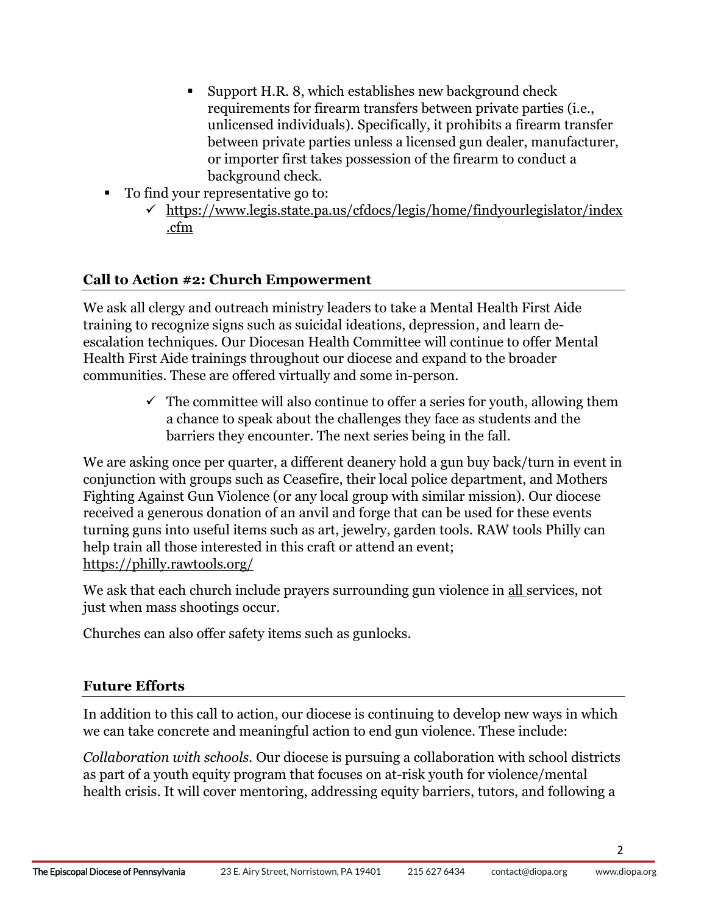- Support H.R. 8, which establishes new background check requirements for firearm transfers between private parties (i.e., unlicensed individuals). Specifically, it prohibits a firearm transfer between private parties unless a licensed gun dealer, manufacturer, or importer first takes possession of the firearm to conduct a background check.
- To find your representative go to:
  - ✓ https://www.legis.state.pa.us/cfdocs/legis/home/findyourlegislator/index.cfm

## Call to Action #2: Church Empowerment

We ask all clergy and outreach ministry leaders to take a Mental Health First Aide training to recognize signs such as suicidal ideations, depression, and learn de-escalation techniques. Our Diocesan Health Committee will continue to offer Mental Health First Aide trainings throughout our diocese and expand to the broader communities. These are offered virtually and some in-person.

- ✓ The committee will also continue to offer a series for youth, allowing them a chance to speak about the challenges they face as students and the barriers they encounter. The next series being in the fall.

We are asking once per quarter, a different deanery hold a gun buy back/turn in event in conjunction with groups such as Ceasefire, their local police department, and Mothers Fighting Against Gun Violence (or any local group with similar mission). Our diocese received a generous donation of an anvil and forge that can be used for these events turning guns into useful items such as art, jewelry, garden tools. RAW tools Philly can help train all those interested in this craft or attend an event; https://philly.rawtools.org/

We ask that each church include prayers surrounding gun violence in all services, not just when mass shootings occur.

Churches can also offer safety items such as gunlocks.

## Future Efforts

In addition to this call to action, our diocese is continuing to develop new ways in which we can take concrete and meaningful action to end gun violence. These include:

*Collaboration with schools.* Our diocese is pursuing a collaboration with school districts as part of a youth equity program that focuses on at-risk youth for violence/mental health crisis. It will cover mentoring, addressing equity barriers, tutors, and following a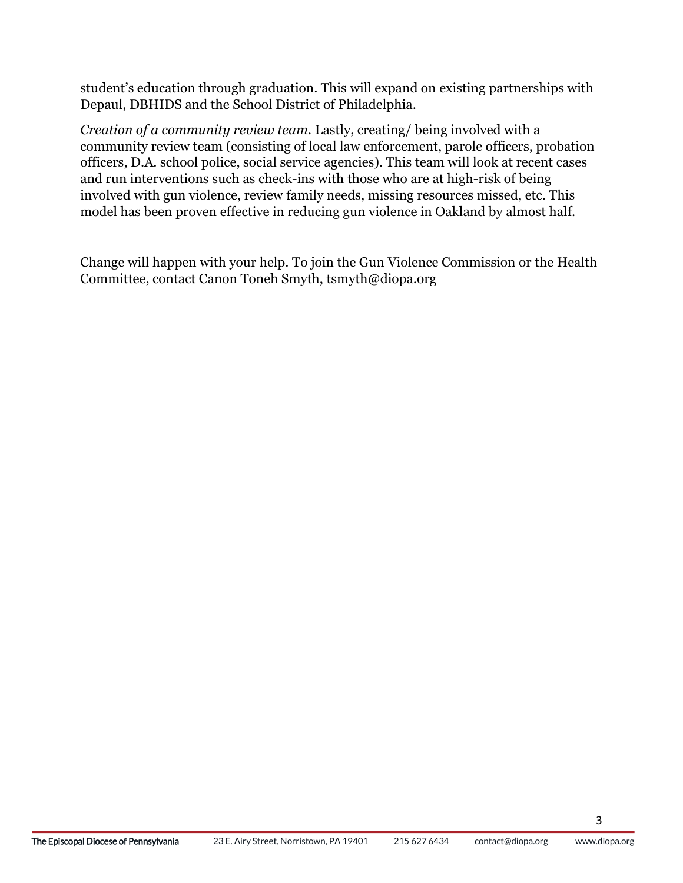student's education through graduation. This will expand on existing partnerships with Depaul, DBHIDS and the School District of Philadelphia.

*Creation of a community review team.* Lastly, creating/ being involved with a community review team (consisting of local law enforcement, parole officers, probation officers, D.A. school police, social service agencies). This team will look at recent cases and run interventions such as check-ins with those who are at high-risk of being involved with gun violence, review family needs, missing resources missed, etc. This model has been proven effective in reducing gun violence in Oakland by almost half.

Change will happen with your help. To join the Gun Violence Commission or the Health Committee, contact Canon Toneh Smyth, tsmyth@diopa.org